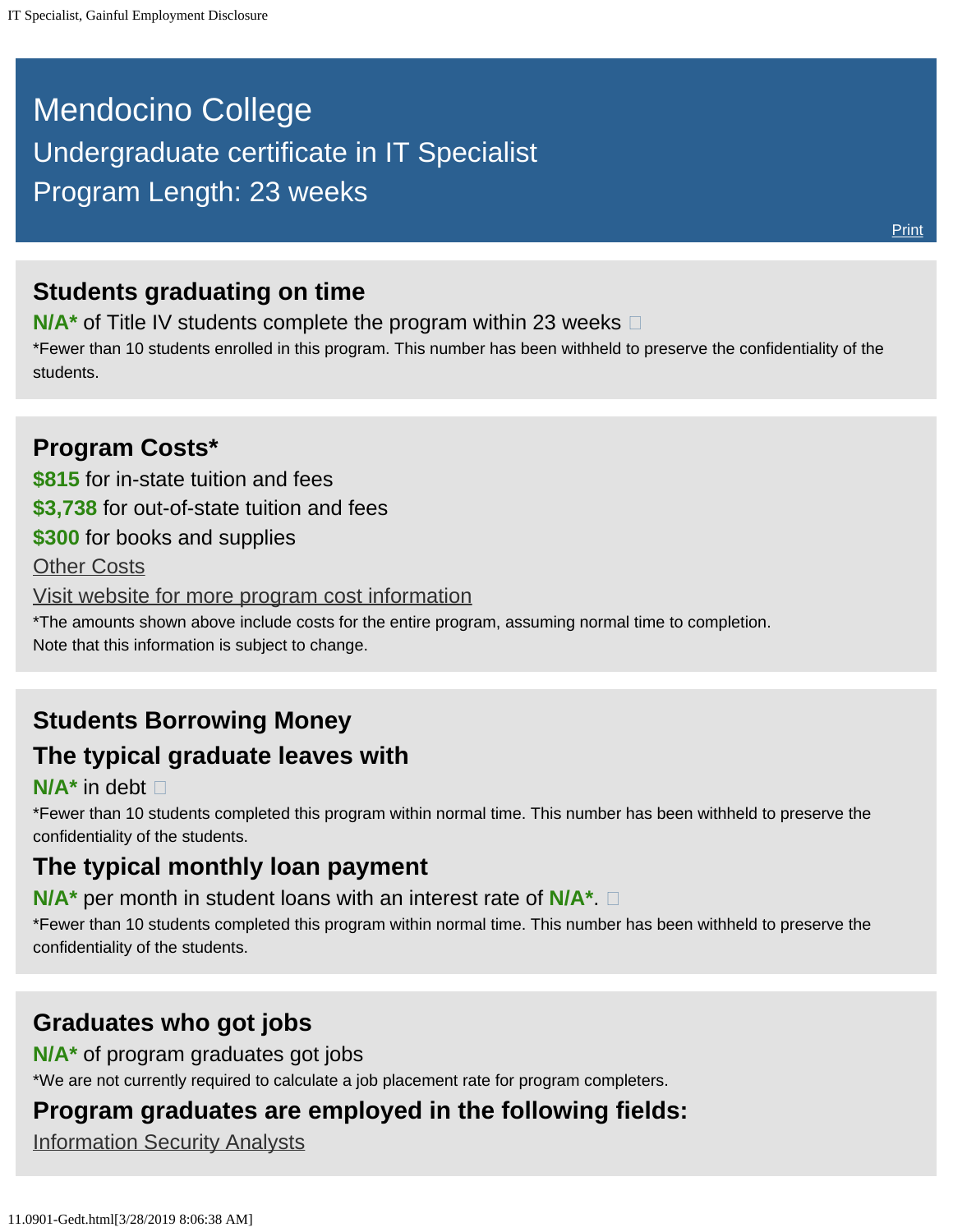# Mendocino College

## Undergraduate certificate in IT Specialist

## Program Length: 23 weeks

Print

## Students graduating on time

**N/A*** of Title IV students complete the program within 23 weeks

*Fewer than 10 students enrolled in this program. This number has been withheld to preserve the confidentiality of the students.

## Program Costs*

**$815** for in-state tuition and fees

**$3,738** for out-of-state tuition and fees

**$300** for books and supplies

Other Costs

Visit website for more program cost information

*The amounts shown above include costs for the entire program, assuming normal time to completion.
Note that this information is subject to change.

## Students Borrowing Money

### The typical graduate leaves with

**N/A*** in debt

*Fewer than 10 students completed this program within normal time. This number has been withheld to preserve the confidentiality of the students.

### The typical monthly loan payment

**N/A*** per month in student loans with an interest rate of **N/A***.

*Fewer than 10 students completed this program within normal time. This number has been withheld to preserve the confidentiality of the students.

## Graduates who got jobs

**N/A*** of program graduates got jobs

*We are not currently required to calculate a job placement rate for program completers.

### Program graduates are employed in the following fields:

Information Security Analysts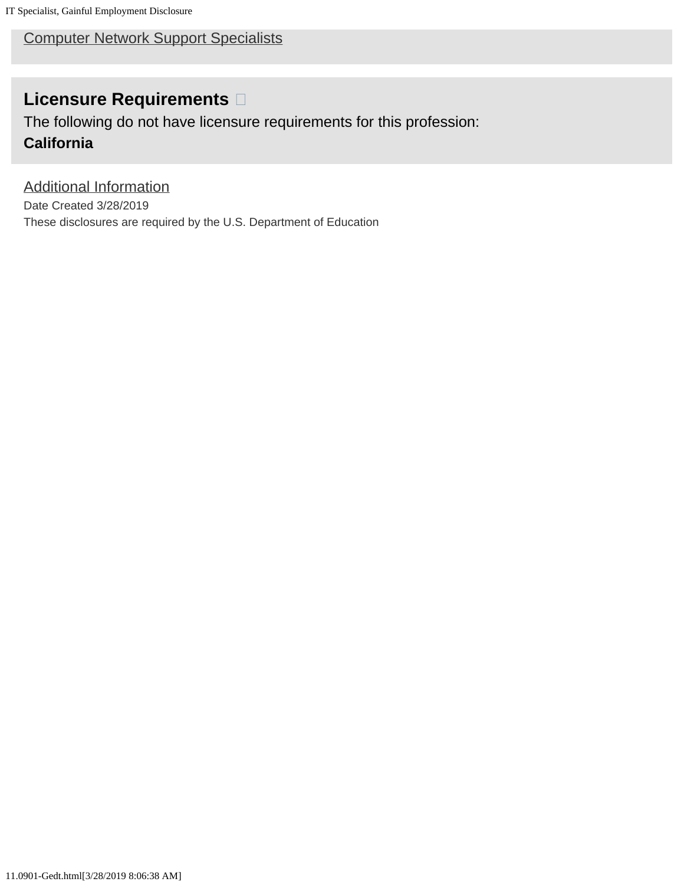Computer Network Support Specialists

## Licensure Requirements

The following do not have licensure requirements for this profession:

**California**

Additional Information

Date Created 3/28/2019

These disclosures are required by the U.S. Department of Education